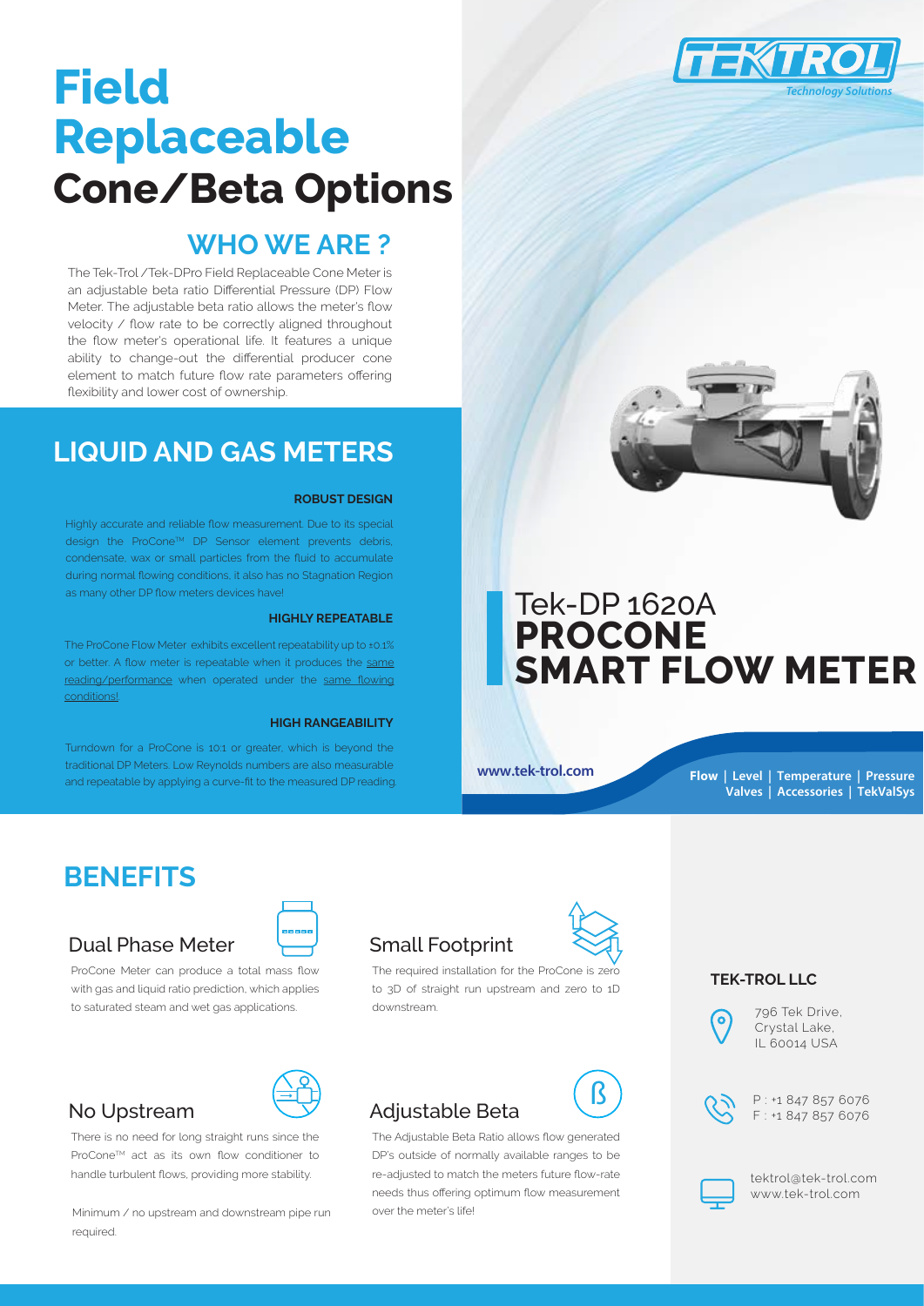# Field Replaceable Cone/Beta Options

## WHO WE ARE ?

The Tek-Trol /Tek-DPro Field Replaceable Cone Meter is an adjustable beta ratio Differential Pressure (DP) Flow Meter. The adjustable beta ratio allows the meter's flow velocity / flow rate to be correctly aligned throughout the flow meter's operational life. It features a unique ability to change-out the differential producer cone element to match future flow rate parameters offering flexibility and lower cost of ownership.

## LIQUID AND GAS METERS

**ROBUST DESIGN**

Highly accurate and reliable flow measurement. Due to its special design the ProCone™ DP Sensor element prevents debris, condensate, wax or small particles from the fluid to accumulate during normal flowing conditions, it also has no Stagnation Region as many other DP flow meters devices have!

**HIGHLY REPEATABLE**

The ProCone Flow Meter exhibits excellent repeatability up to ±0.1% or better. A flow meter is repeatable when it produces the same reading/performance when operated under the same flowing conditions!

**HIGH RANGEABILITY**

Turndown for a ProCone is 10:1 or greater, which is beyond the traditional DP Meters. Low Reynolds numbers are also measurable and repeatable by applying a curve-fit to the measured DP reading.

# Tek-DP 1620A PROCONE SMART FLOW METER

www.tek-trol.com

Flow | Level | Temperature | Pressure
Valves | Accessories | TekValSys

## BENEFITS

### Dual Phase Meter

ProCone Meter can produce a total mass flow with gas and liquid ratio prediction, which applies to saturated steam and wet gas applications.

### Small Footprint

The required installation for the ProCone is zero to 3D of straight run upstream and zero to 1D downstream.

### No Upstream

There is no need for long straight runs since the ProCone™ act as its own flow conditioner to handle turbulent flows, providing more stability.

Minimum / no upstream and downstream pipe run required.

### Adjustable Beta

The Adjustable Beta Ratio allows flow generated DP's outside of normally available ranges to be re-adjusted to match the meters future flow-rate needs thus offering optimum flow measurement over the meter's life!

**TEK-TROL LLC**

796 Tek Drive,
Crystal Lake,
IL 60014 USA

P : +1 847 857 6076
F : +1 847 857 6076

tektrol@tek-trol.com
www.tek-trol.com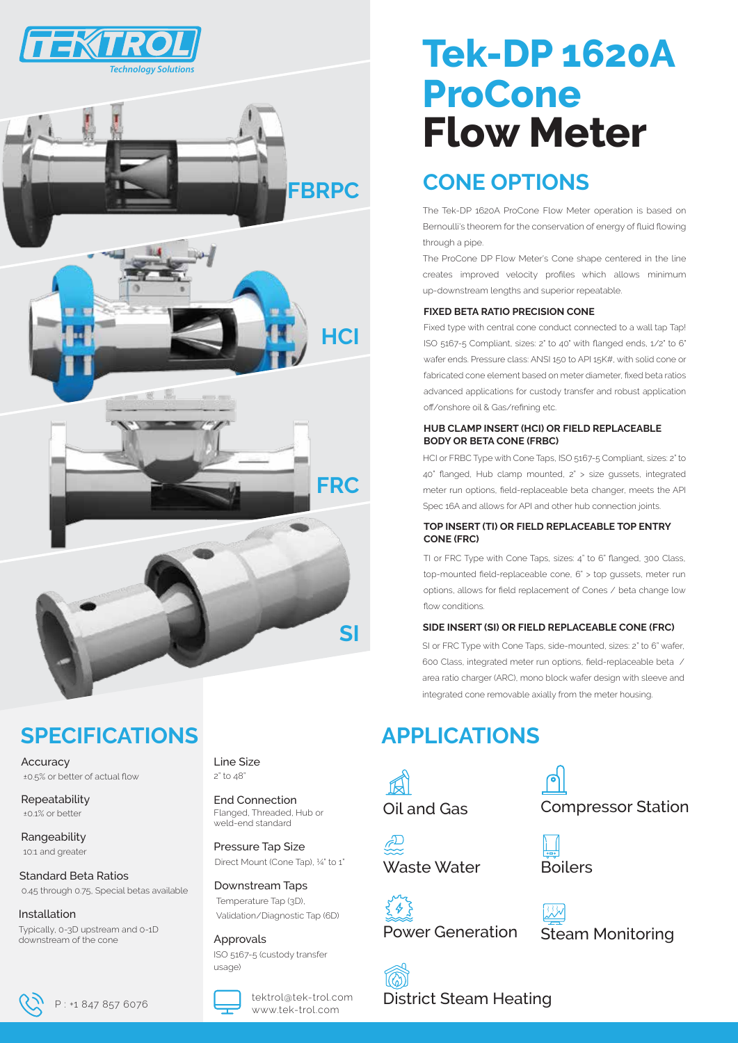# Tek-DP 1620A ProCone Flow Meter

FBRPC

HCI

FRC

SI

## CONE OPTIONS

The Tek-DP 1620A ProCone Flow Meter operation is based on Bernoulli's theorem for the conservation of energy of fluid flowing through a pipe.

The ProCone DP Flow Meter's Cone shape centered in the line creates improved velocity profiles which allows minimum up-downstream lengths and superior repeatable.

### FIXED BETA RATIO PRECISION CONE

Fixed type with central cone conduct connected to a wall tap Tap! ISO 5167-5 Compliant, sizes: 2" to 40" with flanged ends, 1/2" to 6" wafer ends. Pressure class: ANSI 150 to API 15K#, with solid cone or fabricated cone element based on meter diameter, fixed beta ratios advanced applications for custody transfer and robust application off/onshore oil & Gas/refining etc.

### HUB CLAMP INSERT (HCI) OR FIELD REPLACEABLE BODY OR BETA CONE (FRBC)

HCI or FRBC Type with Cone Taps, ISO 5167-5 Compliant, sizes: 2" to 40" flanged, Hub clamp mounted, 2" > size gussets, integrated meter run options, field-replaceable beta changer, meets the API Spec 16A and allows for API and other hub connection joints.

### TOP INSERT (TI) OR FIELD REPLACEABLE TOP ENTRY CONE (FRC)

TI or FRC Type with Cone Taps, sizes: 4" to 6" flanged, 300 Class, top-mounted field-replaceable cone, 6" > top gussets, meter run options, allows for field replacement of Cones / beta change low flow conditions.

### SIDE INSERT (SI) OR FIELD REPLACEABLE CONE (FRC)

SI or FRC Type with Cone Taps, side-mounted, sizes: 2" to 6" wafer, 600 Class, integrated meter run options, field-replaceable beta / area ratio charger (ARC), mono block wafer design with sleeve and integrated cone removable axially from the meter housing.

## SPECIFICATIONS

**Accuracy**
±0.5% or better of actual flow

**Repeatability**
±0.1% or better

**Rangeability**
10:1 and greater

**Standard Beta Ratios**
0.45 through 0.75, Special betas available

**Installation**
Typically, 0-3D upstream and 0-1D downstream of the cone

**Line Size**
2" to 48"

**End Connection**
Flanged, Threaded, Hub or weld-end standard

**Pressure Tap Size**
Direct Mount (Cone Tap), ¼" to 1"

**Downstream Taps**
Temperature Tap (3D), Validation/Diagnostic Tap (6D)

**Approvals**
ISO 5167-5 (custody transfer usage)

## APPLICATIONS

- Oil and Gas
- Compressor Station
- Waste Water
- Boilers
- Power Generation
- Steam Monitoring
- District Steam Heating

P : +1 847 857 6076

tektrol@tek-trol.com
www.tek-trol.com